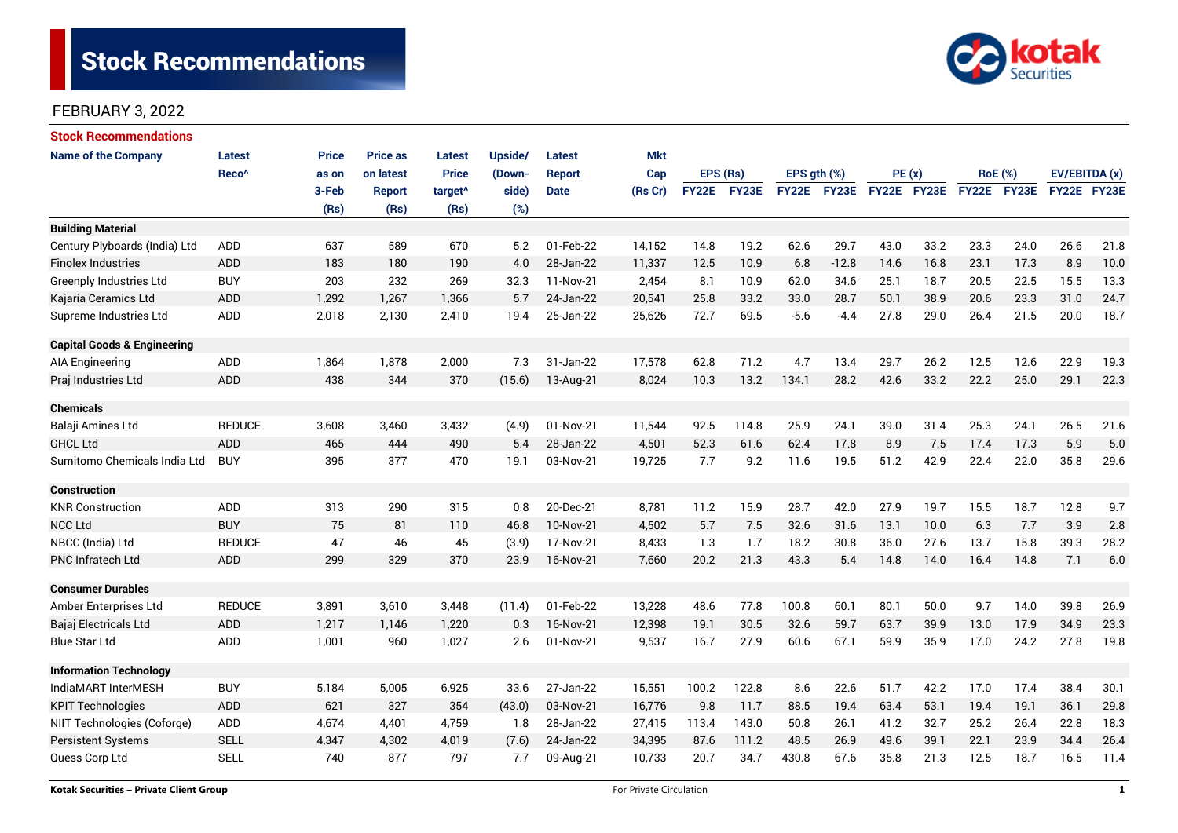# Stock Recommendations

FEBRUARY 3, 2022

## Stock Recommendations

| Name of the Company | Latest Reco^ | Price as on 3-Feb (Rs) | Price as on latest Report (Rs) | Latest Price target^ (Rs) | Upside/ (Down-side) (%) | Latest Report Date | Mkt Cap (Rs Cr) | EPS (Rs) | | EPS gth (%) | | PE (x) | | RoE (%) | | EV/EBITDA (x) | |
|---|---|---|---|---|---|---|---|---|---|---|---|---|---|---|---|---|---|
| | | | | | | | | FY22E | FY23E | FY22E | FY23E | FY22E | FY23E | FY22E | FY23E | FY22E | FY23E |
| **Building Material** | | | | | | | | | | | | | | | | | |
| Century Plyboards (India) Ltd | ADD | 637 | 589 | 670 | 5.2 | 01-Feb-22 | 14,152 | 14.8 | 19.2 | 62.6 | 29.7 | 43.0 | 33.2 | 23.3 | 24.0 | 26.6 | 21.8 |
| Finolex Industries | ADD | 183 | 180 | 190 | 4.0 | 28-Jan-22 | 11,337 | 12.5 | 10.9 | 6.8 | -12.8 | 14.6 | 16.8 | 23.1 | 17.3 | 8.9 | 10.0 |
| Greenply Industries Ltd | BUY | 203 | 232 | 269 | 32.3 | 11-Nov-21 | 2,454 | 8.1 | 10.9 | 62.0 | 34.6 | 25.1 | 18.7 | 20.5 | 22.5 | 15.5 | 13.3 |
| Kajaria Ceramics Ltd | ADD | 1,292 | 1,267 | 1,366 | 5.7 | 24-Jan-22 | 20,541 | 25.8 | 33.2 | 33.0 | 28.7 | 50.1 | 38.9 | 20.6 | 23.3 | 31.0 | 24.7 |
| Supreme Industries Ltd | ADD | 2,018 | 2,130 | 2,410 | 19.4 | 25-Jan-22 | 25,626 | 72.7 | 69.5 | -5.6 | -4.4 | 27.8 | 29.0 | 26.4 | 21.5 | 20.0 | 18.7 |
| **Capital Goods & Engineering** | | | | | | | | | | | | | | | | | |
| AIA Engineering | ADD | 1,864 | 1,878 | 2,000 | 7.3 | 31-Jan-22 | 17,578 | 62.8 | 71.2 | 4.7 | 13.4 | 29.7 | 26.2 | 12.5 | 12.6 | 22.9 | 19.3 |
| Praj Industries Ltd | ADD | 438 | 344 | 370 | (15.6) | 13-Aug-21 | 8,024 | 10.3 | 13.2 | 134.1 | 28.2 | 42.6 | 33.2 | 22.2 | 25.0 | 29.1 | 22.3 |
| **Chemicals** | | | | | | | | | | | | | | | | | |
| Balaji Amines Ltd | REDUCE | 3,608 | 3,460 | 3,432 | (4.9) | 01-Nov-21 | 11,544 | 92.5 | 114.8 | 25.9 | 24.1 | 39.0 | 31.4 | 25.3 | 24.1 | 26.5 | 21.6 |
| GHCL Ltd | ADD | 465 | 444 | 490 | 5.4 | 28-Jan-22 | 4,501 | 52.3 | 61.6 | 62.4 | 17.8 | 8.9 | 7.5 | 17.4 | 17.3 | 5.9 | 5.0 |
| Sumitomo Chemicals India Ltd | BUY | 395 | 377 | 470 | 19.1 | 03-Nov-21 | 19,725 | 7.7 | 9.2 | 11.6 | 19.5 | 51.2 | 42.9 | 22.4 | 22.0 | 35.8 | 29.6 |
| **Construction** | | | | | | | | | | | | | | | | | |
| KNR Construction | ADD | 313 | 290 | 315 | 0.8 | 20-Dec-21 | 8,781 | 11.2 | 15.9 | 28.7 | 42.0 | 27.9 | 19.7 | 15.5 | 18.7 | 12.8 | 9.7 |
| NCC Ltd | BUY | 75 | 81 | 110 | 46.8 | 10-Nov-21 | 4,502 | 5.7 | 7.5 | 32.6 | 31.6 | 13.1 | 10.0 | 6.3 | 7.7 | 3.9 | 2.8 |
| NBCC (India) Ltd | REDUCE | 47 | 46 | 45 | (3.9) | 17-Nov-21 | 8,433 | 1.3 | 1.7 | 18.2 | 30.8 | 36.0 | 27.6 | 13.7 | 15.8 | 39.3 | 28.2 |
| PNC Infratech Ltd | ADD | 299 | 329 | 370 | 23.9 | 16-Nov-21 | 7,660 | 20.2 | 21.3 | 43.3 | 5.4 | 14.8 | 14.0 | 16.4 | 14.8 | 7.1 | 6.0 |
| **Consumer Durables** | | | | | | | | | | | | | | | | | |
| Amber Enterprises Ltd | REDUCE | 3,891 | 3,610 | 3,448 | (11.4) | 01-Feb-22 | 13,228 | 48.6 | 77.8 | 100.8 | 60.1 | 80.1 | 50.0 | 9.7 | 14.0 | 39.8 | 26.9 |
| Bajaj Electricals Ltd | ADD | 1,217 | 1,146 | 1,220 | 0.3 | 16-Nov-21 | 12,398 | 19.1 | 30.5 | 32.6 | 59.7 | 63.7 | 39.9 | 13.0 | 17.9 | 34.9 | 23.3 |
| Blue Star Ltd | ADD | 1,001 | 960 | 1,027 | 2.6 | 01-Nov-21 | 9,537 | 16.7 | 27.9 | 60.6 | 67.1 | 59.9 | 35.9 | 17.0 | 24.2 | 27.8 | 19.8 |
| **Information Technology** | | | | | | | | | | | | | | | | | |
| IndiaMART InterMESH | BUY | 5,184 | 5,005 | 6,925 | 33.6 | 27-Jan-22 | 15,551 | 100.2 | 122.8 | 8.6 | 22.6 | 51.7 | 42.2 | 17.0 | 17.4 | 38.4 | 30.1 |
| KPIT Technologies | ADD | 621 | 327 | 354 | (43.0) | 03-Nov-21 | 16,776 | 9.8 | 11.7 | 88.5 | 19.4 | 63.4 | 53.1 | 19.4 | 19.1 | 36.1 | 29.8 |
| NIIT Technologies (Coforge) | ADD | 4,674 | 4,401 | 4,759 | 1.8 | 28-Jan-22 | 27,415 | 113.4 | 143.0 | 50.8 | 26.1 | 41.2 | 32.7 | 25.2 | 26.4 | 22.8 | 18.3 |
| Persistent Systems | SELL | 4,347 | 4,302 | 4,019 | (7.6) | 24-Jan-22 | 34,395 | 87.6 | 111.2 | 48.5 | 26.9 | 49.6 | 39.1 | 22.1 | 23.9 | 34.4 | 26.4 |
| Quess Corp Ltd | SELL | 740 | 877 | 797 | 7.7 | 09-Aug-21 | 10,733 | 20.7 | 34.7 | 430.8 | 67.6 | 35.8 | 21.3 | 12.5 | 18.7 | 16.5 | 11.4 |

Kotak Securities – Private Client Group

For Private Circulation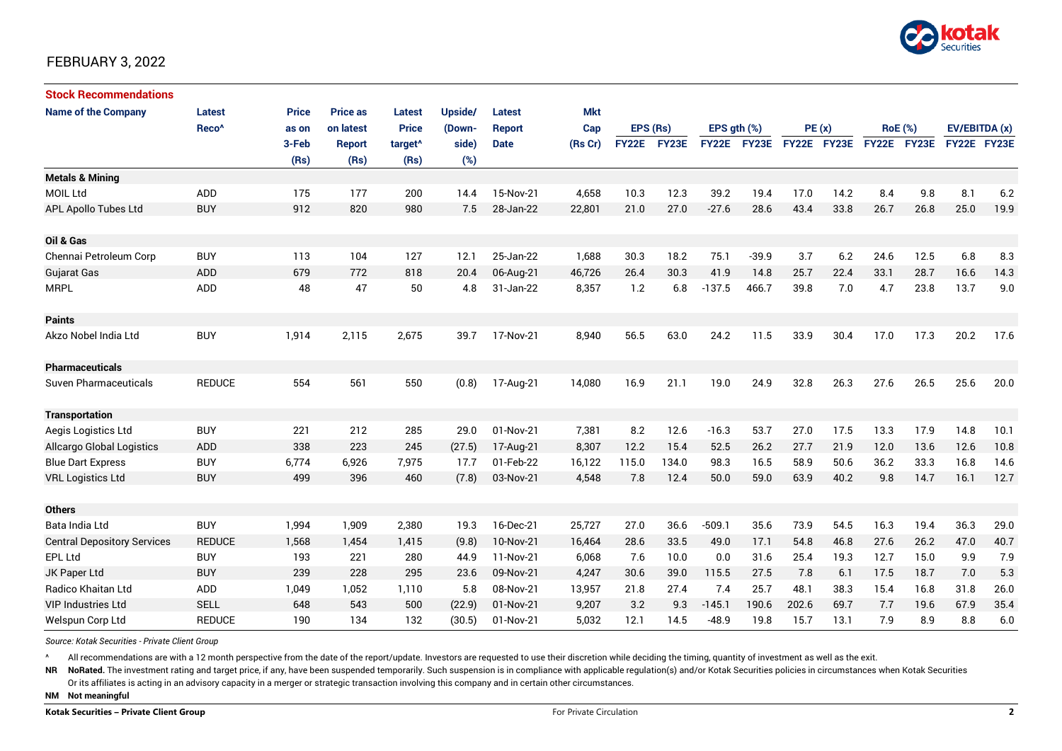FEBRUARY 3, 2022

## Stock Recommendations

| Name of the Company | Latest Reco^ | Price as on 3-Feb (Rs) | Price as on latest Report (Rs) | Latest Price target^ (Rs) | Upside/ (Down-side) (%) | Latest Report Date | Mkt Cap (Rs Cr) | EPS (Rs) | | EPS gth (%) | | PE (x) | | RoE (%) | | EV/EBITDA (x) | |
|---|---|---|---|---|---|---|---|---|---|---|---|---|---|---|---|---|---|
| | | | | | | | | FY22E | FY23E | FY22E | FY23E | FY22E | FY23E | FY22E | FY23E | FY22E | FY23E |
| **Metals & Mining** | | | | | | | | | | | | | | | | | |
| MOIL Ltd | ADD | 175 | 177 | 200 | 14.4 | 15-Nov-21 | 4,658 | 10.3 | 12.3 | 39.2 | 19.4 | 17.0 | 14.2 | 8.4 | 9.8 | 8.1 | 6.2 |
| APL Apollo Tubes Ltd | BUY | 912 | 820 | 980 | 7.5 | 28-Jan-22 | 22,801 | 21.0 | 27.0 | -27.6 | 28.6 | 43.4 | 33.8 | 26.7 | 26.8 | 25.0 | 19.9 |
| **Oil & Gas** | | | | | | | | | | | | | | | | | |
| Chennai Petroleum Corp | BUY | 113 | 104 | 127 | 12.1 | 25-Jan-22 | 1,688 | 30.3 | 18.2 | 75.1 | -39.9 | 3.7 | 6.2 | 24.6 | 12.5 | 6.8 | 8.3 |
| Gujarat Gas | ADD | 679 | 772 | 818 | 20.4 | 06-Aug-21 | 46,726 | 26.4 | 30.3 | 41.9 | 14.8 | 25.7 | 22.4 | 33.1 | 28.7 | 16.6 | 14.3 |
| MRPL | ADD | 48 | 47 | 50 | 4.8 | 31-Jan-22 | 8,357 | 1.2 | 6.8 | -137.5 | 466.7 | 39.8 | 7.0 | 4.7 | 23.8 | 13.7 | 9.0 |
| **Paints** | | | | | | | | | | | | | | | | | |
| Akzo Nobel India Ltd | BUY | 1,914 | 2,115 | 2,675 | 39.7 | 17-Nov-21 | 8,940 | 56.5 | 63.0 | 24.2 | 11.5 | 33.9 | 30.4 | 17.0 | 17.3 | 20.2 | 17.6 |
| **Pharmaceuticals** | | | | | | | | | | | | | | | | | |
| Suven Pharmaceuticals | REDUCE | 554 | 561 | 550 | (0.8) | 17-Aug-21 | 14,080 | 16.9 | 21.1 | 19.0 | 24.9 | 32.8 | 26.3 | 27.6 | 26.5 | 25.6 | 20.0 |
| **Transportation** | | | | | | | | | | | | | | | | | |
| Aegis Logistics Ltd | BUY | 221 | 212 | 285 | 29.0 | 01-Nov-21 | 7,381 | 8.2 | 12.6 | -16.3 | 53.7 | 27.0 | 17.5 | 13.3 | 17.9 | 14.8 | 10.1 |
| Allcargo Global Logistics | ADD | 338 | 223 | 245 | (27.5) | 17-Aug-21 | 8,307 | 12.2 | 15.4 | 52.5 | 26.2 | 27.7 | 21.9 | 12.0 | 13.6 | 12.6 | 10.8 |
| Blue Dart Express | BUY | 6,774 | 6,926 | 7,975 | 17.7 | 01-Feb-22 | 16,122 | 115.0 | 134.0 | 98.3 | 16.5 | 58.9 | 50.6 | 36.2 | 33.3 | 16.8 | 14.6 |
| VRL Logistics Ltd | BUY | 499 | 396 | 460 | (7.8) | 03-Nov-21 | 4,548 | 7.8 | 12.4 | 50.0 | 59.0 | 63.9 | 40.2 | 9.8 | 14.7 | 16.1 | 12.7 |
| **Others** | | | | | | | | | | | | | | | | | |
| Bata India Ltd | BUY | 1,994 | 1,909 | 2,380 | 19.3 | 16-Dec-21 | 25,727 | 27.0 | 36.6 | -509.1 | 35.6 | 73.9 | 54.5 | 16.3 | 19.4 | 36.3 | 29.0 |
| Central Depository Services | REDUCE | 1,568 | 1,454 | 1,415 | (9.8) | 10-Nov-21 | 16,464 | 28.6 | 33.5 | 49.0 | 17.1 | 54.8 | 46.8 | 27.6 | 26.2 | 47.0 | 40.7 |
| EPL Ltd | BUY | 193 | 221 | 280 | 44.9 | 11-Nov-21 | 6,068 | 7.6 | 10.0 | 0.0 | 31.6 | 25.4 | 19.3 | 12.7 | 15.0 | 9.9 | 7.9 |
| JK Paper Ltd | BUY | 239 | 228 | 295 | 23.6 | 09-Nov-21 | 4,247 | 30.6 | 39.0 | 115.5 | 27.5 | 7.8 | 6.1 | 17.5 | 18.7 | 7.0 | 5.3 |
| Radico Khaitan Ltd | ADD | 1,049 | 1,052 | 1,110 | 5.8 | 08-Nov-21 | 13,957 | 21.8 | 27.4 | 7.4 | 25.7 | 48.1 | 38.3 | 15.4 | 16.8 | 31.8 | 26.0 |
| VIP Industries Ltd | SELL | 648 | 543 | 500 | (22.9) | 01-Nov-21 | 9,207 | 3.2 | 9.3 | -145.1 | 190.6 | 202.6 | 69.7 | 7.7 | 19.6 | 67.9 | 35.4 |
| Welspun Corp Ltd | REDUCE | 190 | 134 | 132 | (30.5) | 01-Nov-21 | 5,032 | 12.1 | 14.5 | -48.9 | 19.8 | 15.7 | 13.1 | 7.9 | 8.9 | 8.8 | 6.0 |

*Source: Kotak Securities - Private Client Group*

^ All recommendations are with a 12 month perspective from the date of the report/update. Investors are requested to use their discretion while deciding the timing, quantity of investment as well as the exit.

**NR** **NoRated.** The investment rating and target price, if any, have been suspended temporarily. Such suspension is in compliance with applicable regulation(s) and/or Kotak Securities policies in circumstances when Kotak Securities Or its affiliates is acting in an advisory capacity in a merger or strategic transaction involving this company and in certain other circumstances.

**NM** **Not meaningful**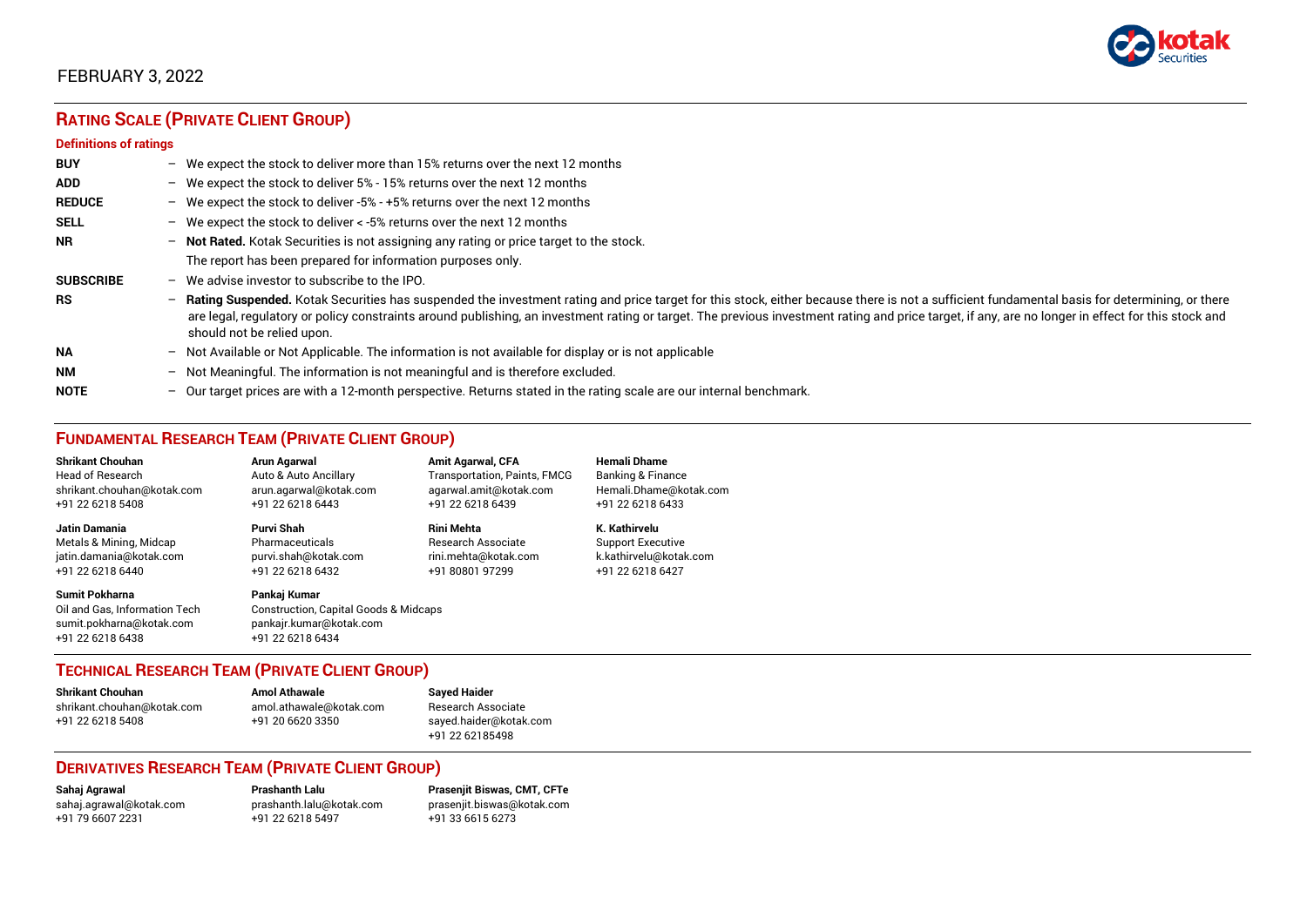FEBRUARY 3, 2022

## RATING SCALE (PRIVATE CLIENT GROUP)

**Definitions of ratings**

| | |
|---|---|
| **BUY** | – We expect the stock to deliver more than 15% returns over the next 12 months |
| **ADD** | – We expect the stock to deliver 5% - 15% returns over the next 12 months |
| **REDUCE** | – We expect the stock to deliver -5% - +5% returns over the next 12 months |
| **SELL** | – We expect the stock to deliver < -5% returns over the next 12 months |
| **NR** | – **Not Rated.** Kotak Securities is not assigning any rating or price target to the stock. The report has been prepared for information purposes only. |
| **SUBSCRIBE** | – We advise investor to subscribe to the IPO. |
| **RS** | – **Rating Suspended.** Kotak Securities has suspended the investment rating and price target for this stock, either because there is not a sufficient fundamental basis for determining, or there are legal, regulatory or policy constraints around publishing, an investment rating or target. The previous investment rating and price target, if any, are no longer in effect for this stock and should not be relied upon. |
| **NA** | – Not Available or Not Applicable. The information is not available for display or is not applicable |
| **NM** | – Not Meaningful. The information is not meaningful and is therefore excluded. |
| **NOTE** | – Our target prices are with a 12-month perspective. Returns stated in the rating scale are our internal benchmark. |

## FUNDAMENTAL RESEARCH TEAM (PRIVATE CLIENT GROUP)

**Shrikant Chouhan**
Head of Research
shrikant.chouhan@kotak.com
+91 22 6218 5408

**Arun Agarwal**
Auto & Auto Ancillary
arun.agarwal@kotak.com
+91 22 6218 6443

**Amit Agarwal, CFA**
Transportation, Paints, FMCG
agarwal.amit@kotak.com
+91 22 6218 6439

**Hemali Dhame**
Banking & Finance
Hemali.Dhame@kotak.com
+91 22 6218 6433

**Jatin Damania**
Metals & Mining, Midcap
jatin.damania@kotak.com
+91 22 6218 6440

**Purvi Shah**
Pharmaceuticals
purvi.shah@kotak.com
+91 22 6218 6432

**Rini Mehta**
Research Associate
rini.mehta@kotak.com
+91 80801 97299

**K. Kathirvelu**
Support Executive
k.kathirvelu@kotak.com
+91 22 6218 6427

**Sumit Pokharna**
Oil and Gas, Information Tech
sumit.pokharna@kotak.com
+91 22 6218 6438

**Pankaj Kumar**
Construction, Capital Goods & Midcaps
pankajr.kumar@kotak.com
+91 22 6218 6434

## TECHNICAL RESEARCH TEAM (PRIVATE CLIENT GROUP)

**Shrikant Chouhan**
shrikant.chouhan@kotak.com
+91 22 6218 5408

**Amol Athawale**
amol.athawale@kotak.com
+91 20 6620 3350

**Sayed Haider**
Research Associate
sayed.haider@kotak.com
+91 22 62185498

## DERIVATIVES RESEARCH TEAM (PRIVATE CLIENT GROUP)

**Sahaj Agrawal**
sahaj.agrawal@kotak.com
+91 79 6607 2231

**Prashanth Lalu**
prashanth.lalu@kotak.com
+91 22 6218 5497

**Prasenjit Biswas, CMT, CFTe**
prasenjit.biswas@kotak.com
+91 33 6615 6273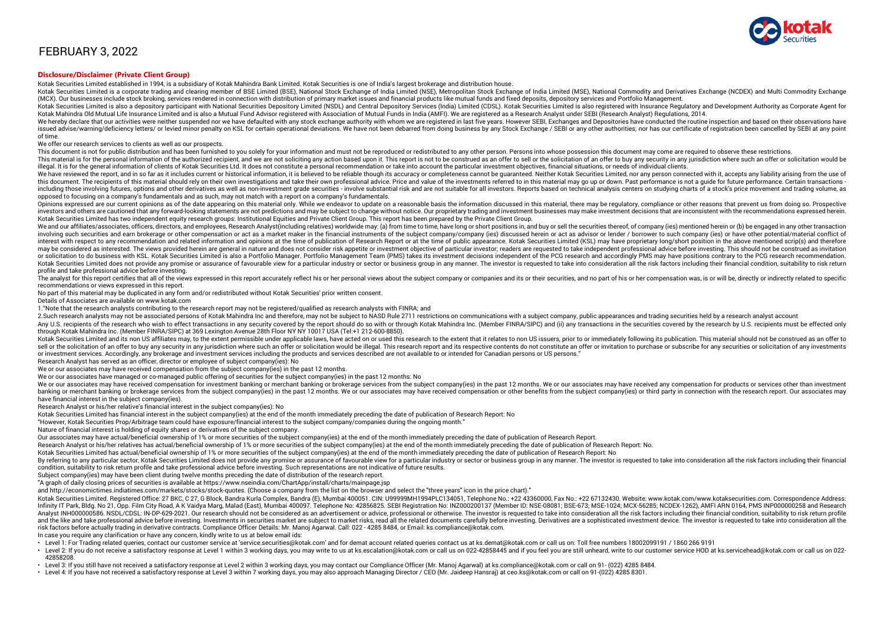# FEBRUARY 3, 2022

**Disclosure/Disclaimer (Private Client Group)**

Kotak Securities Limited established in 1994, is a subsidiary of Kotak Mahindra Bank Limited. Kotak Securities is one of India's largest brokerage and distribution house.

Kotak Securities Limited is a corporate trading and clearing member of BSE Limited (BSE), National Stock Exchange of India Limited (NSE), Metropolitan Stock Exchange of India Limited (MSE), National Commodity and Derivatives Exchange (NCDEX) and Multi Commodity Exchange (MCX). Our businesses include stock broking, services rendered in connection with distribution of primary market issues and financial products like mutual funds and fixed deposits, depository services and Portfolio Management.

Kotak Securities Limited is also a depository participant with National Securities Depository Limited (NSDL) and Central Depository Services (India) Limited (CDSL). Kotak Securities Limited is also registered with Insurance Regulatory and Development Authority as Corporate Agent for Kotak Mahindra Old Mutual Life Insurance Limited and is also a Mutual Fund Advisor registered with Association of Mutual Funds in India (AMFI). We are registered as a Research Analyst under SEBI (Research Analyst) Regulations, 2014.

We hereby declare that our activities were neither suspended nor we have defaulted with any stock exchange authority with whom we are registered in last five years. However SEBI, Exchanges and Depositories have conducted the routine inspection and based on their observations have issued advise/warning/deficiency letters/ or levied minor penalty on KSL for certain operational deviations. We have not been debarred from doing business by any Stock Exchange / SEBI or any other authorities; nor has our certificate of registration been cancelled by SEBI at any point of time.

We offer our research services to clients as well as our prospects.

This document is not for public distribution and has been furnished to you solely for your information and must not be reproduced or redistributed to any other person. Persons into whose possession this document may come are required to observe these restrictions.

This material is for the personal information of the authorized recipient, and we are not soliciting any action based upon it. This report is not to be construed as an offer to sell or the solicitation of an offer to buy any security in any jurisdiction where such an offer or solicitation would be illegal. It is for the general information of clients of Kotak Securities Ltd. It does not constitute a personal recommendation or take into account the particular investment objectives, financial situations, or needs of individual clients.

We have reviewed the report, and in so far as it includes current or historical information, it is believed to be reliable though its accuracy or completeness cannot be guaranteed. Neither Kotak Securities Limited, nor any person connected with it, accepts any liability arising from the use of this document. The recipients of this material should rely on their own investigations and take their own professional advice. Price and value of the investments referred to in this material may go up or down. Past performance is not a guide for future performance. Certain transactions - including those involving futures, options and other derivatives as well as non-investment grade securities - involve substantial risk and are not suitable for all investors. Reports based on technical analysis centers on studying charts of a stock's price movement and trading volume, as opposed to focusing on a company's fundamentals and as such, may not match with a report on a company's fundamentals.

Opinions expressed are our current opinions as of the date appearing on this material only. While we endeavor to update on a reasonable basis the information discussed in this material, there may be regulatory, compliance or other reasons that prevent us from doing so. Prospective investors and others are cautioned that any forward-looking statements are not predictions and may be subject to change without notice. Our proprietary trading and investment businesses may make investment decisions that are inconsistent with the recommendations expressed herein. Kotak Securities Limited has two independent equity research groups: Institutional Equities and Private Client Group. This report has been prepared by the Private Client Group.

We and our affiliates/associates, officers, directors, and employees, Research Analyst(including relatives) worldwide may: (a) from time to time, have long or short positions in, and buy or sell the securities thereof, of company (ies) mentioned herein or (b) be engaged in any other transaction involving such securities and earn brokerage or other compensation or act as a market maker in the financial instruments of the subject company/company (ies) discussed herein or act as advisor or lender / borrower to such company (ies) or have other potential/material conflict of interest with respect to any recommendation and related information and opinions at the time of publication of Research Report or at the time of public appearance. Kotak Securities Limited (KSL) may have proprietary long/short position in the above mentioned scrip(s) and therefore may be considered as interested. The views provided herein are general in nature and does not consider risk appetite or investment objective of particular investor; readers are requested to take independent professional advice before investing. This should not be construed as invitation or solicitation to do business with KSL. Kotak Securities Limited is also a Portfolio Manager. Portfolio Management Team (PMS) takes its investment decisions independent of the PCG research and accordingly PMS may have positions contrary to the PCG research recommendation. Kotak Securities Limited does not provide any promise or assurance of favourable view for a particular industry or sector or business group in any manner. The investor is requested to take into consideration all the risk factors including their financial condition, suitability to risk return profile and take professional advice before investing.

The analyst for this report certifies that all of the views expressed in this report accurately reflect his or her personal views about the subject company or companies and its or their securities, and no part of his or her compensation was, is or will be, directly or indirectly related to specific recommendations or views expressed in this report.

No part of this material may be duplicated in any form and/or redistributed without Kotak Securities' prior written consent.

Details of Associates are available on www.kotak.com

1."Note that the research analysts contributing to the research report may not be registered/qualified as research analysts with FINRA; and

2.Such research analysts may not be associated persons of Kotak Mahindra Inc and therefore, may not be subject to NASD Rule 2711 restrictions on communications with a subject company, public appearances and trading securities held by a research analyst account

Any U.S. recipients of the research who wish to effect transactions in any security covered by the report should do so with or through Kotak Mahindra Inc. (Member FINRA/SIPC) and (ii) any transactions in the securities covered by the research by U.S. recipients must be effected only through Kotak Mahindra Inc. (Member FINRA/SIPC) at 369 Lexington Avenue 28th Floor NY NY 10017 USA (Tel:+1 212-600-8850).

Kotak Securities Limited and its non US affiliates may, to the extent permissible under applicable laws, have acted on or used this research to the extent that it relates to non US issuers, prior to or immediately following its publication. This material should not be construed as an offer to sell or the solicitation of an offer to buy any security in any jurisdiction where such an offer or solicitation would be illegal. This research report and its respective contents do not constitute an offer or invitation to purchase or subscribe for any securities or solicitation of any investments or investment services. Accordingly, any brokerage and investment services including the products and services described are not available to or intended for Canadian persons or US persons."

Research Analyst has served as an officer, director or employee of subject company(ies): No

We or our associates may have received compensation from the subject company(ies) in the past 12 months.

We or our associates have managed or co-managed public offering of securities for the subject company(ies) in the past 12 months: No

We or our associates may have received compensation for investment banking or merchant banking or brokerage services from the subject company(ies) in the past 12 months. We or our associates may have received any compensation for products or services other than investment banking or merchant banking or brokerage services from the subject company(ies) in the past 12 months. We or our associates may have received compensation or other benefits from the subject company(ies) or third party in connection with the research report. Our associates may have financial interest in the subject company(ies).

Research Analyst or his/her relative's financial interest in the subject company(ies): No

Kotak Securities Limited has financial interest in the subject company(ies) at the end of the month immediately preceding the date of publication of Research Report: No

"However, Kotak Securities Prop/Arbitrage team could have exposure/financial interest to the subject company/companies during the ongoing month."

Nature of financial interest is holding of equity shares or derivatives of the subject company.

Our associates may have actual/beneficial ownership of 1% or more securities of the subject company(ies) at the end of the month immediately preceding the date of publication of Research Report.

Research Analyst or his/her relatives has actual/beneficial ownership of 1% or more securities of the subject company(ies) at the end of the month immediately preceding the date of publication of Research Report: No.

Kotak Securities Limited has actual/beneficial ownership of 1% or more securities of the subject company(ies) at the end of the month immediately preceding the date of publication of Research Report: No

By referring to any particular sector, Kotak Securities Limited does not provide any promise or assurance of favourable view for a particular industry or sector or business group in any manner. The investor is requested to take into consideration all the risk factors including their financial condition, suitability to risk return profile and take professional advice before investing. Such representations are not indicative of future results.

Subject company(ies) may have been client during twelve months preceding the date of distribution of the research report.

"A graph of daily closing prices of securities is available at https://www.nseindia.com/ChartApp/install/charts/mainpage.jsp

and http://economictimes.indiatimes.com/markets/stocks/stock-quotes. (Choose a company from the list on the browser and select the "three years" icon in the price chart)."

Kotak Securities Limited. Registered Office: 27 BKC, C 27, G Block, Bandra Kurla Complex, Bandra (E), Mumbai 400051. CIN: U99999MH1994PLC134051, Telephone No.: +22 43360000, Fax No.: +22 67132430. Website: www.kotak.com/www.kotaksecurities.com. Correspondence Address: Infinity IT Park, Bldg. No 21, Opp. Film City Road, A K Vaidya Marg, Malad (East), Mumbai 400097. Telephone No: 42856825. SEBI Registration No: INZ000200137 (Member ID: NSE-08081; BSE-673; MSE-1024; MCX-56285; NCDEX-1262), AMFI ARN 0164, PMS INP000000258 and Research Analyst INH000000586. NSDL/CDSL: IN-DP-629-2021. Our research should not be considered as an advertisement or advice, professional or otherwise. The investor is requested to take into consideration all the risk factors including their financial condition, suitability to risk return profile and the like and take professional advice before investing. Investments in securities market are subject to market risks, read all the related documents carefully before investing. Derivatives are a sophisticated investment device. The investor is requested to take into consideration all the risk factors before actually trading in derivative contracts. Compliance Officer Details: Mr. Manoj Agarwal. Call: 022 - 4285 8484, or Email: ks.compliance@kotak.com.

In case you require any clarification or have any concern, kindly write to us at below email ids:

- Level 1: For Trading related queries, contact our customer service at 'service.securities@kotak.com' and for demat account related queries contact us at ks.demat@kotak.com or call us on: Toll free numbers 18002099191 / 1860 266 9191
- Level 2: If you do not receive a satisfactory response at Level 1 within 3 working days, you may write to us at ks.escalation@kotak.com or call us on 022-42858445 and if you feel you are still unheard, write to our customer service HOD at ks.servicehead@kotak.com or call us on 022-42858208.
- Level 3: If you still have not received a satisfactory response at Level 2 within 3 working days, you may contact our Compliance Officer (Mr. Manoj Agarwal) at ks.compliance@kotak.com or call on 91- (022) 4285 8484.
- Level 4: If you have not received a satisfactory response at Level 3 within 7 working days, you may also approach Managing Director / CEO (Mr. Jaideep Hansraj) at ceo.ks@kotak.com or call on 91-(022) 4285 8301.